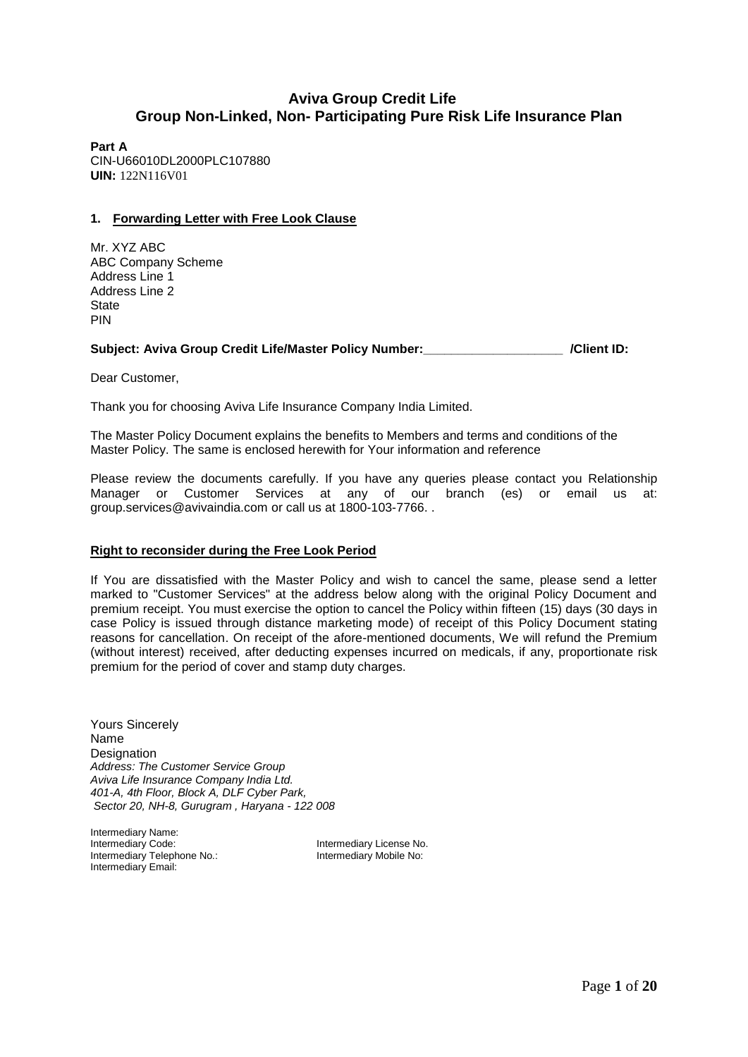# Aviva Group Credit Life
# Group Non-Linked, Non- Participating Pure Risk Life Insurance Plan

**Part A**
CIN-U66010DL2000PLC107880
**UIN:** 122N116V01

### 1. Forwarding Letter with Free Look Clause

Mr. XYZ ABC
ABC Company Scheme
Address Line 1
Address Line 2
State
PIN

**Subject: Aviva Group Credit Life/Master Policy Number:____________________ /Client ID:**

Dear Customer,

Thank you for choosing Aviva Life Insurance Company India Limited.

The Master Policy Document explains the benefits to Members and terms and conditions of the Master Policy. The same is enclosed herewith for Your information and reference

Please review the documents carefully. If you have any queries please contact you Relationship Manager or Customer Services at any of our branch (es) or email us at: group.services@avivaindia.com or call us at 1800-103-7766. .

**Right to reconsider during the Free Look Period**

If You are dissatisfied with the Master Policy and wish to cancel the same, please send a letter marked to "Customer Services" at the address below along with the original Policy Document and premium receipt. You must exercise the option to cancel the Policy within fifteen (15) days (30 days in case Policy is issued through distance marketing mode) of receipt of this Policy Document stating reasons for cancellation. On receipt of the afore-mentioned documents, We will refund the Premium (without interest) received, after deducting expenses incurred on medicals, if any, proportionate risk premium for the period of cover and stamp duty charges.

Yours Sincerely
Name
Designation
*Address: The Customer Service Group*
*Aviva Life Insurance Company India Ltd.*
*401-A, 4th Floor, Block A, DLF Cyber Park,*
*Sector 20, NH-8, Gurugram , Haryana - 122 008*

Intermediary Name:
Intermediary Code: Intermediary License No.
Intermediary Telephone No.: Intermediary Mobile No:
Intermediary Email: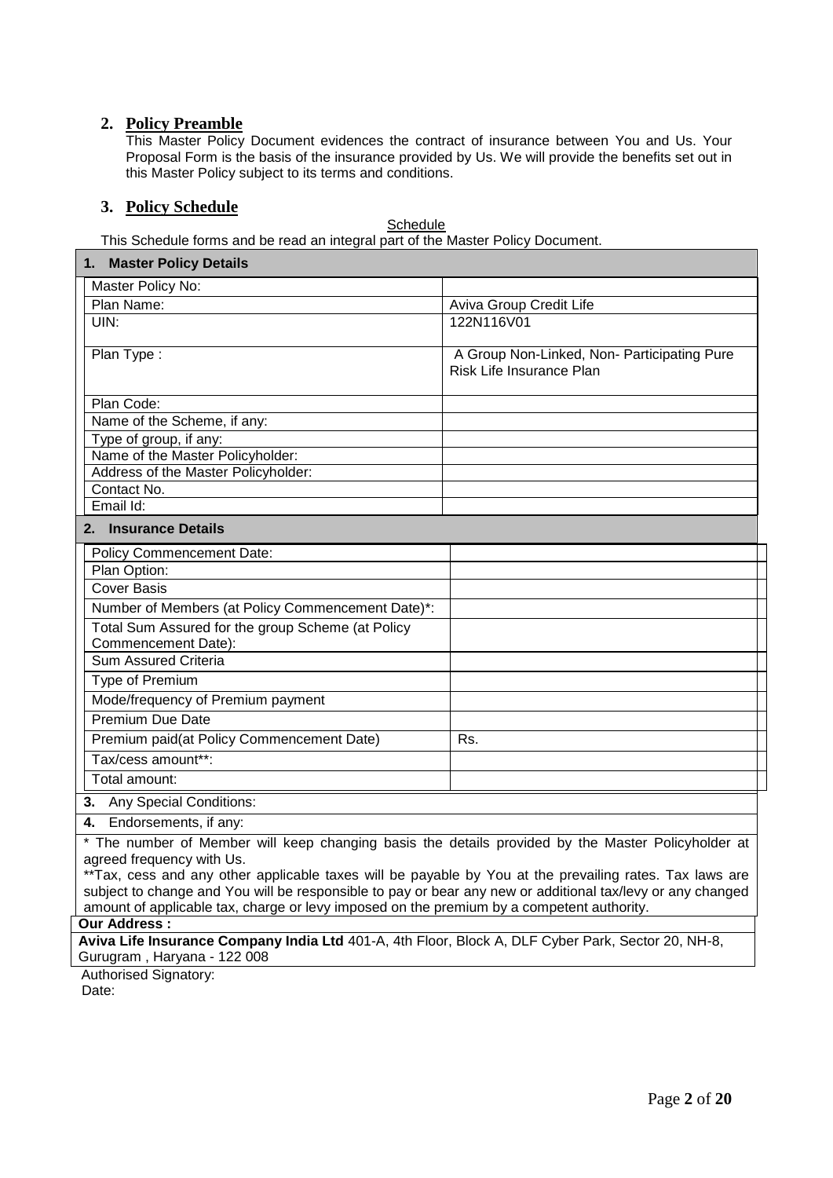## 2. Policy Preamble

This Master Policy Document evidences the contract of insurance between You and Us. Your Proposal Form is the basis of the insurance provided by Us. We will provide the benefits set out in this Master Policy subject to its terms and conditions.

## 3. Policy Schedule

Schedule

This Schedule forms and be read an integral part of the Master Policy Document.

| **1. Master Policy Details** | |
|---|---|
| Master Policy No: | |
| Plan Name: | Aviva Group Credit Life |
| UIN: | 122N116V01 |
| Plan Type : | A Group Non-Linked, Non- Participating Pure Risk Life Insurance Plan |
| Plan Code: | |
| Name of the Scheme, if any: | |
| Type of group, if any: | |
| Name of the Master Policyholder: | |
| Address of the Master Policyholder: | |
| Contact No. | |
| Email Id: | |
| **2. Insurance Details** | |
| Policy Commencement Date: | |
| Plan Option: | |
| Cover Basis | |
| Number of Members (at Policy Commencement Date)*: | |
| Total Sum Assured for the group Scheme (at Policy Commencement Date): | |
| Sum Assured Criteria | |
| Type of Premium | |
| Mode/frequency of Premium payment | |
| Premium Due Date | |
| Premium paid(at Policy Commencement Date) | Rs. |
| Tax/cess amount**: | |
| Total amount: | |
| **3.** Any Special Conditions: | |
| **4.** Endorsements, if any: | |

\* The number of Member will keep changing basis the details provided by the Master Policyholder at agreed frequency with Us.

**Tax, cess and any other applicable taxes will be payable by You at the prevailing rates. Tax laws are subject to change and You will be responsible to pay or bear any new or additional tax/levy or any changed amount of applicable tax, charge or levy imposed on the premium by a competent authority.

**Our Address :**

**Aviva Life Insurance Company India Ltd** 401-A, 4th Floor, Block A, DLF Cyber Park, Sector 20, NH-8, Gurugram , Haryana - 122 008

Authorised Signatory:

Date: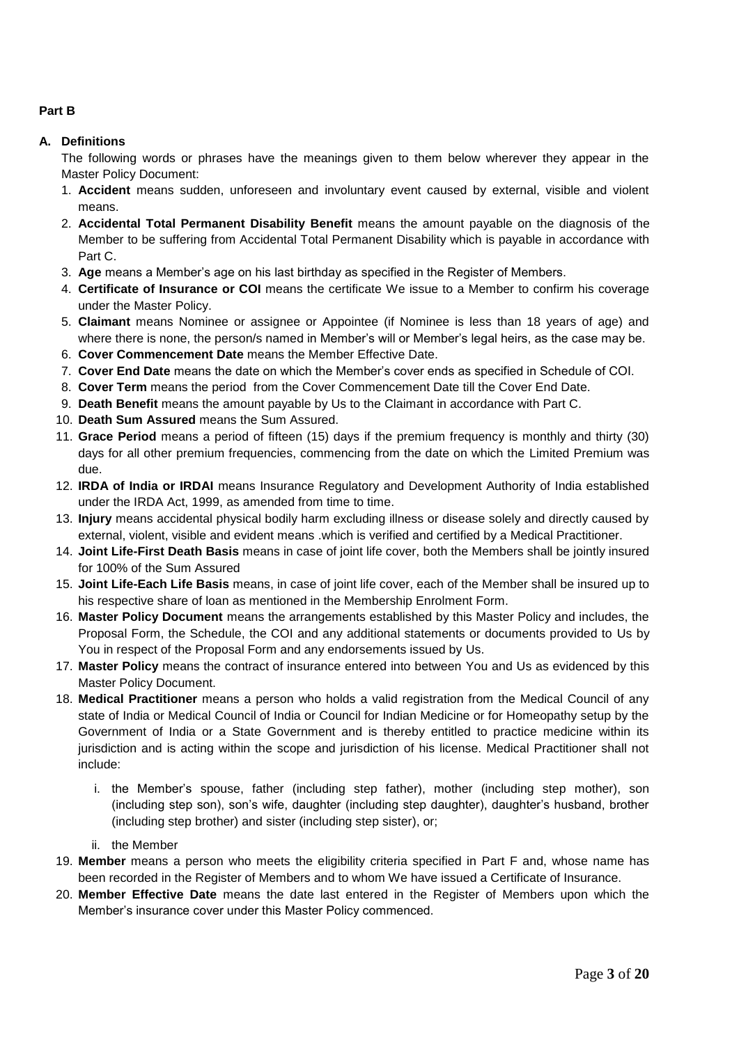**Part B**

**A. Definitions**

The following words or phrases have the meanings given to them below wherever they appear in the Master Policy Document:

1. **Accident** means sudden, unforeseen and involuntary event caused by external, visible and violent means.
2. **Accidental Total Permanent Disability Benefit** means the amount payable on the diagnosis of the Member to be suffering from Accidental Total Permanent Disability which is payable in accordance with Part C.
3. **Age** means a Member's age on his last birthday as specified in the Register of Members.
4. **Certificate of Insurance or COI** means the certificate We issue to a Member to confirm his coverage under the Master Policy.
5. **Claimant** means Nominee or assignee or Appointee (if Nominee is less than 18 years of age) and where there is none, the person/s named in Member's will or Member's legal heirs, as the case may be.
6. **Cover Commencement Date** means the Member Effective Date.
7. **Cover End Date** means the date on which the Member's cover ends as specified in Schedule of COI.
8. **Cover Term** means the period from the Cover Commencement Date till the Cover End Date.
9. **Death Benefit** means the amount payable by Us to the Claimant in accordance with Part C.
10. **Death Sum Assured** means the Sum Assured.
11. **Grace Period** means a period of fifteen (15) days if the premium frequency is monthly and thirty (30) days for all other premium frequencies, commencing from the date on which the Limited Premium was due.
12. **IRDA of India or IRDAI** means Insurance Regulatory and Development Authority of India established under the IRDA Act, 1999, as amended from time to time.
13. **Injury** means accidental physical bodily harm excluding illness or disease solely and directly caused by external, violent, visible and evident means .which is verified and certified by a Medical Practitioner.
14. **Joint Life-First Death Basis** means in case of joint life cover, both the Members shall be jointly insured for 100% of the Sum Assured
15. **Joint Life-Each Life Basis** means, in case of joint life cover, each of the Member shall be insured up to his respective share of loan as mentioned in the Membership Enrolment Form.
16. **Master Policy Document** means the arrangements established by this Master Policy and includes, the Proposal Form, the Schedule, the COI and any additional statements or documents provided to Us by You in respect of the Proposal Form and any endorsements issued by Us.
17. **Master Policy** means the contract of insurance entered into between You and Us as evidenced by this Master Policy Document.
18. **Medical Practitioner** means a person who holds a valid registration from the Medical Council of any state of India or Medical Council of India or Council for Indian Medicine or for Homeopathy setup by the Government of India or a State Government and is thereby entitled to practice medicine within its jurisdiction and is acting within the scope and jurisdiction of his license. Medical Practitioner shall not include:
    i. the Member's spouse, father (including step father), mother (including step mother), son (including step son), son's wife, daughter (including step daughter), daughter's husband, brother (including step brother) and sister (including step sister), or;
    ii. the Member
19. **Member** means a person who meets the eligibility criteria specified in Part F and, whose name has been recorded in the Register of Members and to whom We have issued a Certificate of Insurance.
20. **Member Effective Date** means the date last entered in the Register of Members upon which the Member's insurance cover under this Master Policy commenced.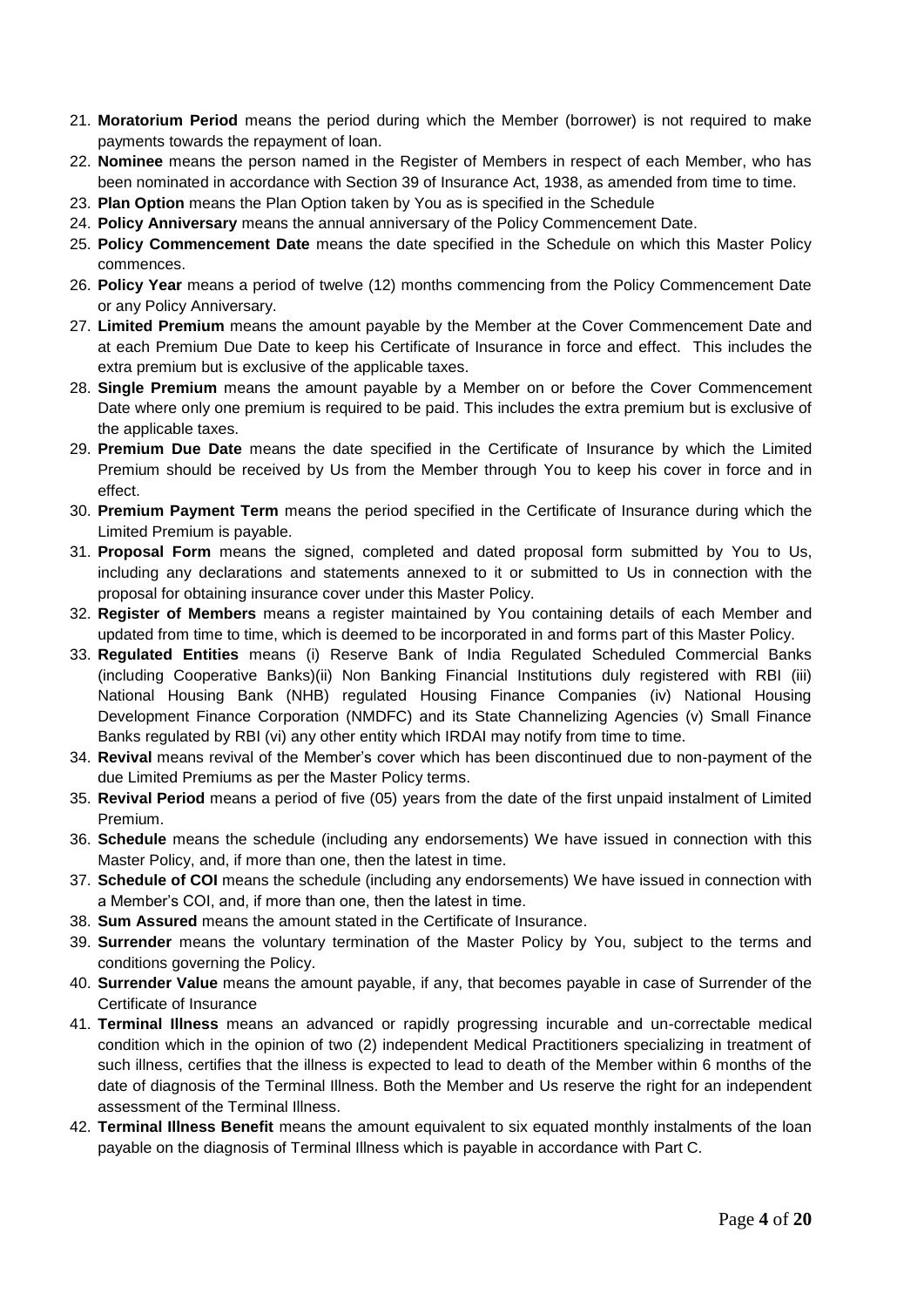21. **Moratorium Period** means the period during which the Member (borrower) is not required to make payments towards the repayment of loan.
22. **Nominee** means the person named in the Register of Members in respect of each Member, who has been nominated in accordance with Section 39 of Insurance Act, 1938, as amended from time to time.
23. **Plan Option** means the Plan Option taken by You as is specified in the Schedule
24. **Policy Anniversary** means the annual anniversary of the Policy Commencement Date.
25. **Policy Commencement Date** means the date specified in the Schedule on which this Master Policy commences.
26. **Policy Year** means a period of twelve (12) months commencing from the Policy Commencement Date or any Policy Anniversary.
27. **Limited Premium** means the amount payable by the Member at the Cover Commencement Date and at each Premium Due Date to keep his Certificate of Insurance in force and effect. This includes the extra premium but is exclusive of the applicable taxes.
28. **Single Premium** means the amount payable by a Member on or before the Cover Commencement Date where only one premium is required to be paid. This includes the extra premium but is exclusive of the applicable taxes.
29. **Premium Due Date** means the date specified in the Certificate of Insurance by which the Limited Premium should be received by Us from the Member through You to keep his cover in force and in effect.
30. **Premium Payment Term** means the period specified in the Certificate of Insurance during which the Limited Premium is payable.
31. **Proposal Form** means the signed, completed and dated proposal form submitted by You to Us, including any declarations and statements annexed to it or submitted to Us in connection with the proposal for obtaining insurance cover under this Master Policy.
32. **Register of Members** means a register maintained by You containing details of each Member and updated from time to time, which is deemed to be incorporated in and forms part of this Master Policy.
33. **Regulated Entities** means (i) Reserve Bank of India Regulated Scheduled Commercial Banks (including Cooperative Banks)(ii) Non Banking Financial Institutions duly registered with RBI (iii) National Housing Bank (NHB) regulated Housing Finance Companies (iv) National Housing Development Finance Corporation (NMDFC) and its State Channelizing Agencies (v) Small Finance Banks regulated by RBI (vi) any other entity which IRDAI may notify from time to time.
34. **Revival** means revival of the Member's cover which has been discontinued due to non-payment of the due Limited Premiums as per the Master Policy terms.
35. **Revival Period** means a period of five (05) years from the date of the first unpaid instalment of Limited Premium.
36. **Schedule** means the schedule (including any endorsements) We have issued in connection with this Master Policy, and, if more than one, then the latest in time.
37. **Schedule of COI** means the schedule (including any endorsements) We have issued in connection with a Member's COI, and, if more than one, then the latest in time.
38. **Sum Assured** means the amount stated in the Certificate of Insurance.
39. **Surrender** means the voluntary termination of the Master Policy by You, subject to the terms and conditions governing the Policy.
40. **Surrender Value** means the amount payable, if any, that becomes payable in case of Surrender of the Certificate of Insurance
41. **Terminal Illness** means an advanced or rapidly progressing incurable and un-correctable medical condition which in the opinion of two (2) independent Medical Practitioners specializing in treatment of such illness, certifies that the illness is expected to lead to death of the Member within 6 months of the date of diagnosis of the Terminal Illness. Both the Member and Us reserve the right for an independent assessment of the Terminal Illness.
42. **Terminal Illness Benefit** means the amount equivalent to six equated monthly instalments of the loan payable on the diagnosis of Terminal Illness which is payable in accordance with Part C.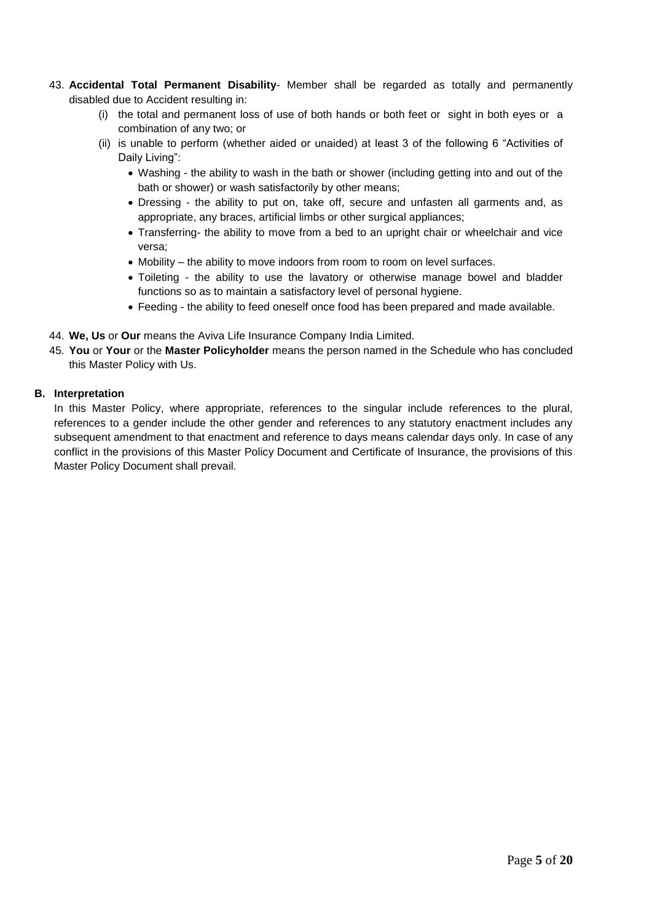43. **Accidental Total Permanent Disability**- Member shall be regarded as totally and permanently disabled due to Accident resulting in:
    (i) the total and permanent loss of use of both hands or both feet or sight in both eyes or a combination of any two; or
    (ii) is unable to perform (whether aided or unaided) at least 3 of the following 6 "Activities of Daily Living":
    - Washing - the ability to wash in the bath or shower (including getting into and out of the bath or shower) or wash satisfactorily by other means;
    - Dressing - the ability to put on, take off, secure and unfasten all garments and, as appropriate, any braces, artificial limbs or other surgical appliances;
    - Transferring- the ability to move from a bed to an upright chair or wheelchair and vice versa;
    - Mobility – the ability to move indoors from room to room on level surfaces.
    - Toileting - the ability to use the lavatory or otherwise manage bowel and bladder functions so as to maintain a satisfactory level of personal hygiene.
    - Feeding - the ability to feed oneself once food has been prepared and made available.

44. **We, Us** or **Our** means the Aviva Life Insurance Company India Limited.
45. **You** or **Your** or the **Master Policyholder** means the person named in the Schedule who has concluded this Master Policy with Us.

## B. Interpretation

In this Master Policy, where appropriate, references to the singular include references to the plural, references to a gender include the other gender and references to any statutory enactment includes any subsequent amendment to that enactment and reference to days means calendar days only. In case of any conflict in the provisions of this Master Policy Document and Certificate of Insurance, the provisions of this Master Policy Document shall prevail.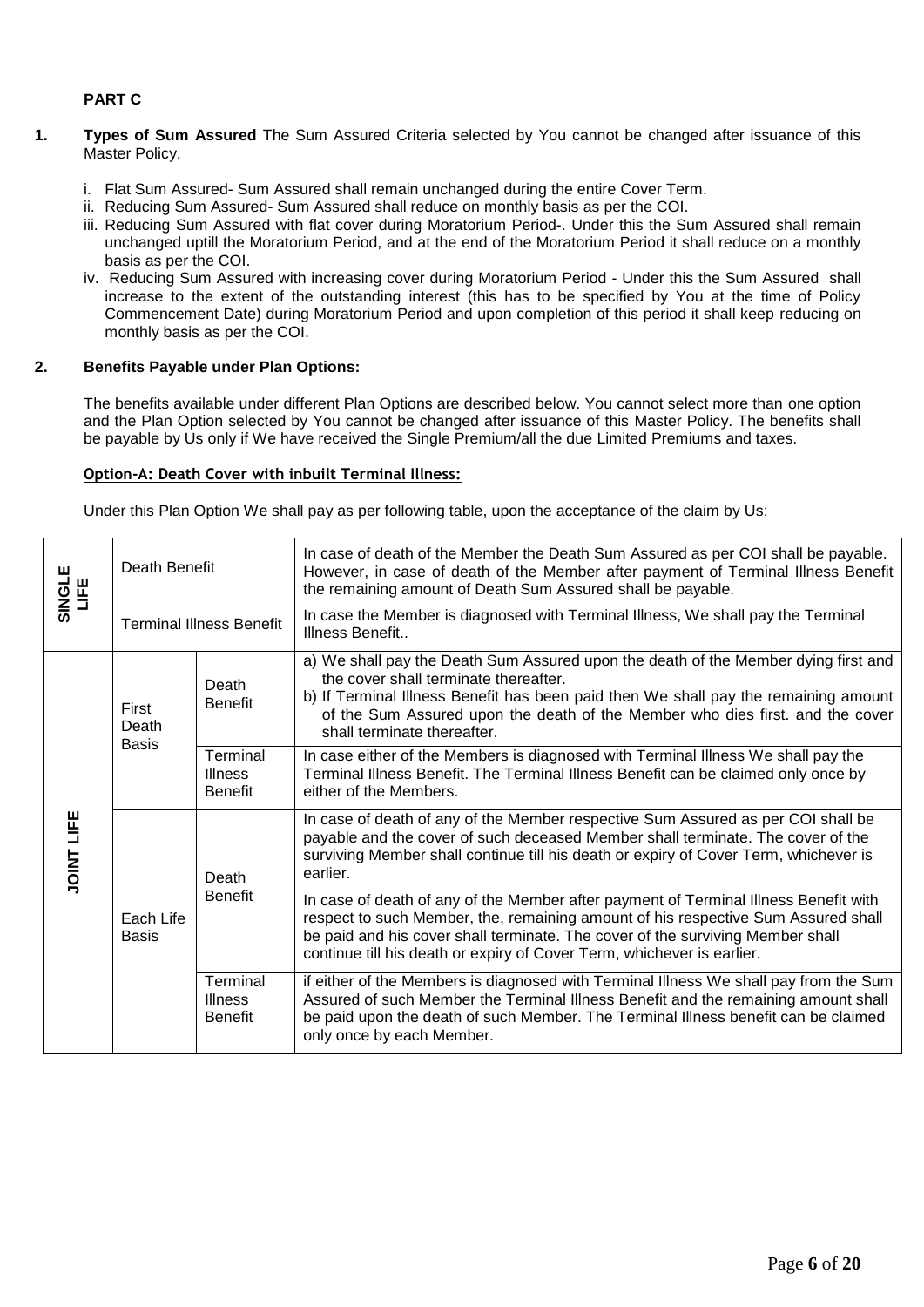**PART C**

1. **Types of Sum Assured** The Sum Assured Criteria selected by You cannot be changed after issuance of this Master Policy.

   i. Flat Sum Assured- Sum Assured shall remain unchanged during the entire Cover Term.
   ii. Reducing Sum Assured- Sum Assured shall reduce on monthly basis as per the COI.
   iii. Reducing Sum Assured with flat cover during Moratorium Period-. Under this the Sum Assured shall remain unchanged uptill the Moratorium Period, and at the end of the Moratorium Period it shall reduce on a monthly basis as per the COI.
   iv. Reducing Sum Assured with increasing cover during Moratorium Period - Under this the Sum Assured shall increase to the extent of the outstanding interest (this has to be specified by You at the time of Policy Commencement Date) during Moratorium Period and upon completion of this period it shall keep reducing on monthly basis as per the COI.

2. **Benefits Payable under Plan Options:**

The benefits available under different Plan Options are described below. You cannot select more than one option and the Plan Option selected by You cannot be changed after issuance of this Master Policy. The benefits shall be payable by Us only if We have received the Single Premium/all the due Limited Premiums and taxes.

**Option-A: Death Cover with inbuilt Terminal Illness:**

Under this Plan Option We shall pay as per following table, upon the acceptance of the claim by Us:

| | | | |
|---|---|---|---|
| **SINGLE LIFE** | Death Benefit | | In case of death of the Member the Death Sum Assured as per COI shall be payable. However, in case of death of the Member after payment of Terminal Illness Benefit the remaining amount of Death Sum Assured shall be payable. |
| | Terminal Illness Benefit | | In case the Member is diagnosed with Terminal Illness, We shall pay the Terminal Illness Benefit.. |
| **JOINT LIFE** | First Death Basis | Death Benefit | a) We shall pay the Death Sum Assured upon the death of the Member dying first and the cover shall terminate thereafter.<br>b) If Terminal Illness Benefit has been paid then We shall pay the remaining amount of the Sum Assured upon the death of the Member who dies first. and the cover shall terminate thereafter. |
| | | Terminal Illness Benefit | In case either of the Members is diagnosed with Terminal Illness We shall pay the Terminal Illness Benefit. The Terminal Illness Benefit can be claimed only once by either of the Members. |
| | Each Life Basis | Death Benefit | In case of death of any of the Member respective Sum Assured as per COI shall be payable and the cover of such deceased Member shall terminate. The cover of the surviving Member shall continue till his death or expiry of Cover Term, whichever is earlier.<br><br>In case of death of any of the Member after payment of Terminal Illness Benefit with respect to such Member, the, remaining amount of his respective Sum Assured shall be paid and his cover shall terminate. The cover of the surviving Member shall continue till his death or expiry of Cover Term, whichever is earlier. |
| | | Terminal Illness Benefit | if either of the Members is diagnosed with Terminal Illness We shall pay from the Sum Assured of such Member the Terminal Illness Benefit and the remaining amount shall be paid upon the death of such Member. The Terminal Illness benefit can be claimed only once by each Member. |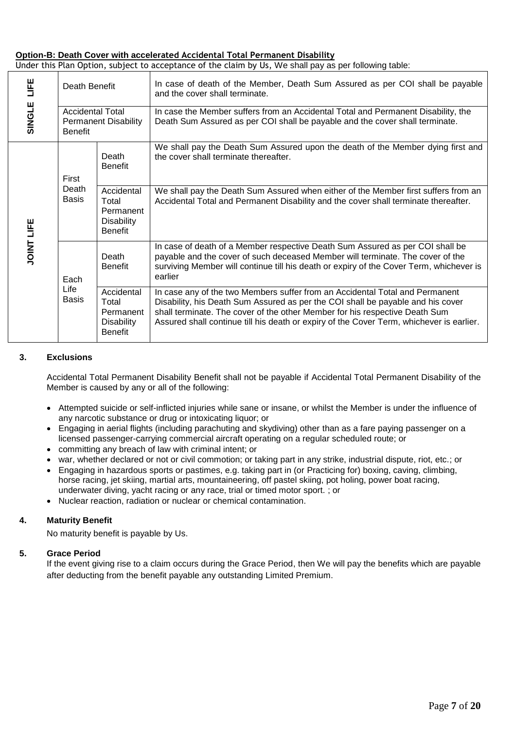**Option-B: Death Cover with accelerated Accidental Total Permanent Disability**

Under this Plan Option, subject to acceptance of the claim by Us, We shall pay as per following table:

| | | | |
|---|---|---|---|
| SINGLE LIFE | Death Benefit | | In case of death of the Member, Death Sum Assured as per COI shall be payable and the cover shall terminate. |
| | Accidental Total Permanent Disability Benefit | | In case the Member suffers from an Accidental Total and Permanent Disability, the Death Sum Assured as per COI shall be payable and the cover shall terminate. |
| JOINT LIFE | First Death Basis | Death Benefit | We shall pay the Death Sum Assured upon the death of the Member dying first and the cover shall terminate thereafter. |
| | | Accidental Total Permanent Disability Benefit | We shall pay the Death Sum Assured when either of the Member first suffers from an Accidental Total and Permanent Disability and the cover shall terminate thereafter. |
| | Each Life Basis | Death Benefit | In case of death of a Member respective Death Sum Assured as per COI shall be payable and the cover of such deceased Member will terminate. The cover of the surviving Member will continue till his death or expiry of the Cover Term, whichever is earlier |
| | | Accidental Total Permanent Disability Benefit | In case any of the two Members suffer from an Accidental Total and Permanent Disability, his Death Sum Assured as per the COI shall be payable and his cover shall terminate. The cover of the other Member for his respective Death Sum Assured shall continue till his death or expiry of the Cover Term, whichever is earlier. |

## 3. Exclusions

Accidental Total Permanent Disability Benefit shall not be payable if Accidental Total Permanent Disability of the Member is caused by any or all of the following:

- Attempted suicide or self-inflicted injuries while sane or insane, or whilst the Member is under the influence of any narcotic substance or drug or intoxicating liquor; or
- Engaging in aerial flights (including parachuting and skydiving) other than as a fare paying passenger on a licensed passenger-carrying commercial aircraft operating on a regular scheduled route; or
- committing any breach of law with criminal intent; or
- war, whether declared or not or civil commotion; or taking part in any strike, industrial dispute, riot, etc.; or
- Engaging in hazardous sports or pastimes, e.g. taking part in (or Practicing for) boxing, caving, climbing, horse racing, jet skiing, martial arts, mountaineering, off pastel skiing, pot holing, power boat racing, underwater diving, yacht racing or any race, trial or timed motor sport. ; or
- Nuclear reaction, radiation or nuclear or chemical contamination.

## 4. Maturity Benefit

No maturity benefit is payable by Us.

## 5. Grace Period

If the event giving rise to a claim occurs during the Grace Period, then We will pay the benefits which are payable after deducting from the benefit payable any outstanding Limited Premium.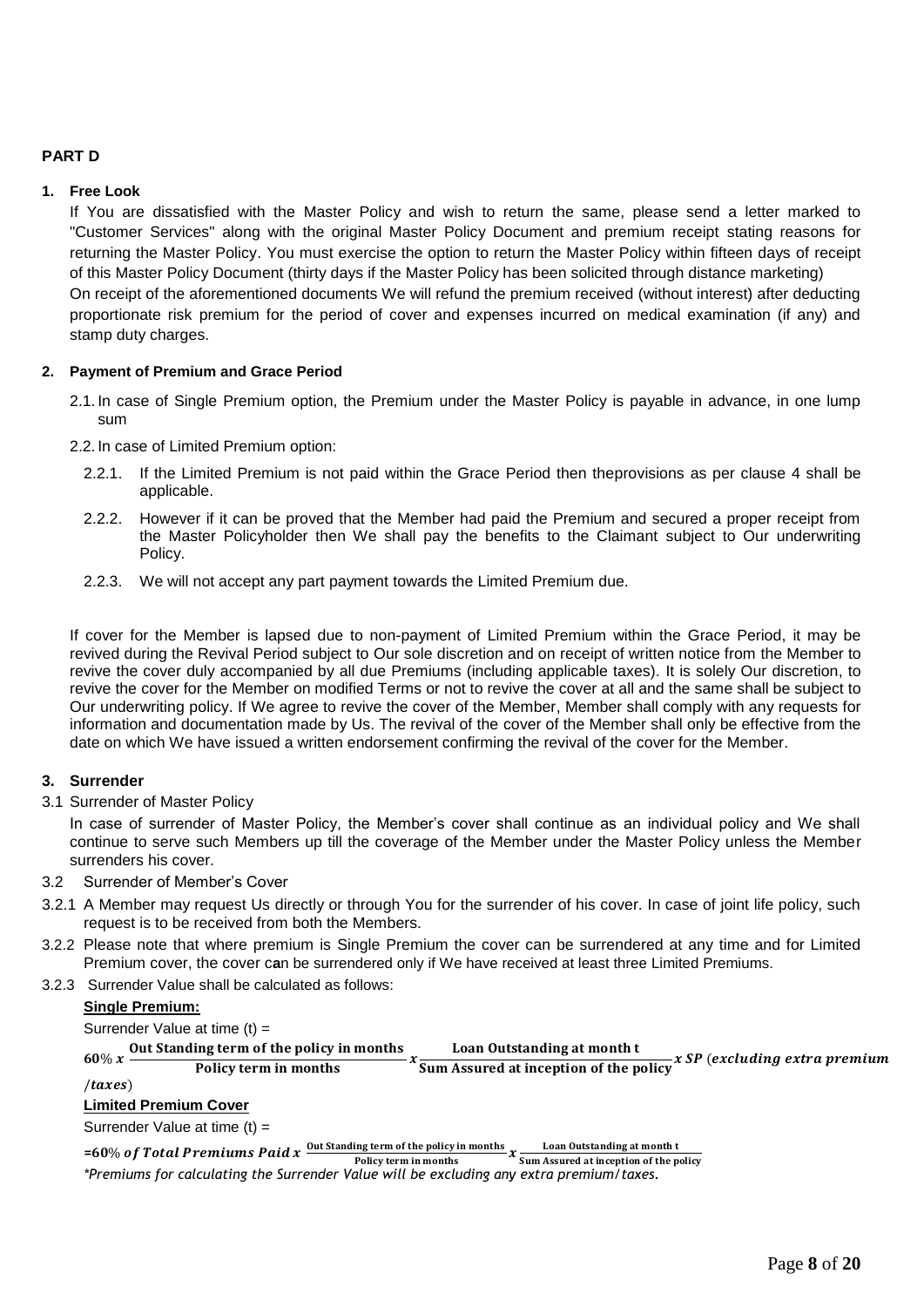## PART D

### 1. Free Look

If You are dissatisfied with the Master Policy and wish to return the same, please send a letter marked to "Customer Services" along with the original Master Policy Document and premium receipt stating reasons for returning the Master Policy. You must exercise the option to return the Master Policy within fifteen days of receipt of this Master Policy Document (thirty days if the Master Policy has been solicited through distance marketing)

On receipt of the aforementioned documents We will refund the premium received (without interest) after deducting proportionate risk premium for the period of cover and expenses incurred on medical examination (if any) and stamp duty charges.

### 2. Payment of Premium and Grace Period

2.1. In case of Single Premium option, the Premium under the Master Policy is payable in advance, in one lump sum

2.2. In case of Limited Premium option:

2.2.1. If the Limited Premium is not paid within the Grace Period then theprovisions as per clause 4 shall be applicable.

2.2.2. However if it can be proved that the Member had paid the Premium and secured a proper receipt from the Master Policyholder then We shall pay the benefits to the Claimant subject to Our underwriting Policy.

2.2.3. We will not accept any part payment towards the Limited Premium due.

If cover for the Member is lapsed due to non-payment of Limited Premium within the Grace Period, it may be revived during the Revival Period subject to Our sole discretion and on receipt of written notice from the Member to revive the cover duly accompanied by all due Premiums (including applicable taxes). It is solely Our discretion, to revive the cover for the Member on modified Terms or not to revive the cover at all and the same shall be subject to Our underwriting policy. If We agree to revive the cover of the Member, Member shall comply with any requests for information and documentation made by Us. The revival of the cover of the Member shall only be effective from the date on which We have issued a written endorsement confirming the revival of the cover for the Member.

### 3. Surrender

3.1 Surrender of Master Policy

In case of surrender of Master Policy, the Member's cover shall continue as an individual policy and We shall continue to serve such Members up till the coverage of the Member under the Master Policy unless the Member surrenders his cover.

3.2 Surrender of Member's Cover

3.2.1 A Member may request Us directly or through You for the surrender of his cover. In case of joint life policy, such request is to be received from both the Members.

3.2.2 Please note that where premium is Single Premium the cover can be surrendered at any time and for Limited Premium cover, the cover can be surrendered only if We have received at least three Limited Premiums.

3.2.3 Surrender Value shall be calculated as follows:

**Single Premium:**

Surrender Value at time (t) =

$$60\% \; x \; \frac{\textbf{Out Standing term of the policy in months}}{\textbf{Policy term in months}} \; x \; \frac{\textbf{Loan Outstanding at month t}}{\textbf{Sum Assured at inception of the policy}} \; x \; SP \; (excluding\ extra\ premium\ /taxes)$$

**Limited Premium Cover**

Surrender Value at time (t) =

$$=60\% \; of\ Total\ Premiums\ Paid \; x \; \frac{\textbf{Out Standing term of the policy in months}}{\textbf{Policy term in months}} \; x \; \frac{\textbf{Loan Outstanding at month t}}{\textbf{Sum Assured at inception of the policy}}$$

*\*Premiums for calculating the Surrender Value will be excluding any extra premium/taxes.*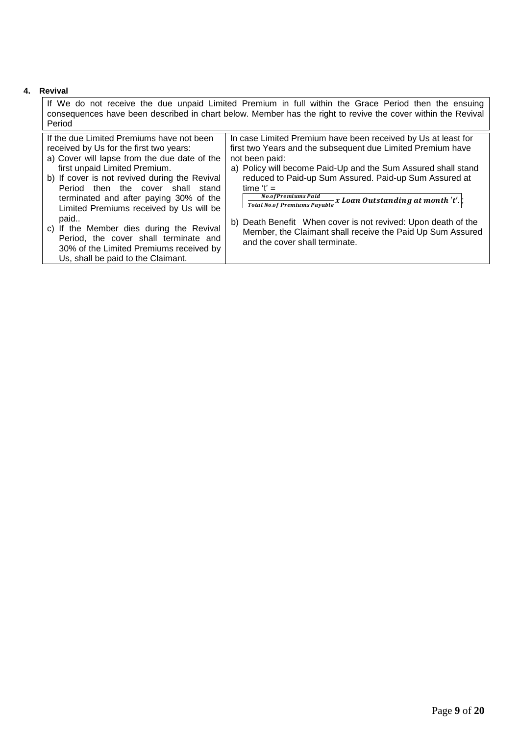### 4. Revival

If We do not receive the due unpaid Limited Premium in full within the Grace Period then the ensuing consequences have been described in chart below. Member has the right to revive the cover within the Revival Period

| If the due Limited Premiums have not been received by Us for the first two years: | In case Limited Premium have been received by Us at least for first two Years and the subsequent due Limited Premium have not been paid: |
|---|---|
| a) Cover will lapse from the due date of the first unpaid Limited Premium.<br>b) If cover is not revived during the Revival Period then the cover shall stand terminated and after paying 30% of the Limited Premiums received by Us will be paid..<br>c) If the Member dies during the Revival Period, the cover shall terminate and 30% of the Limited Premiums received by Us, shall be paid to the Claimant. | a) Policy will become Paid-Up and the Sum Assured shall stand reduced to Paid-up Sum Assured. Paid-up Sum Assured at time 't' = $\frac{No.of Premiums\ Paid}{Total\ No.of\ Premiums\ Payable}\ x\ Loan\ Outstanding\ at\ month\ 't'$.;<br>b) Death Benefit When cover is not revived: Upon death of the Member, the Claimant shall receive the Paid Up Sum Assured and the cover shall terminate. |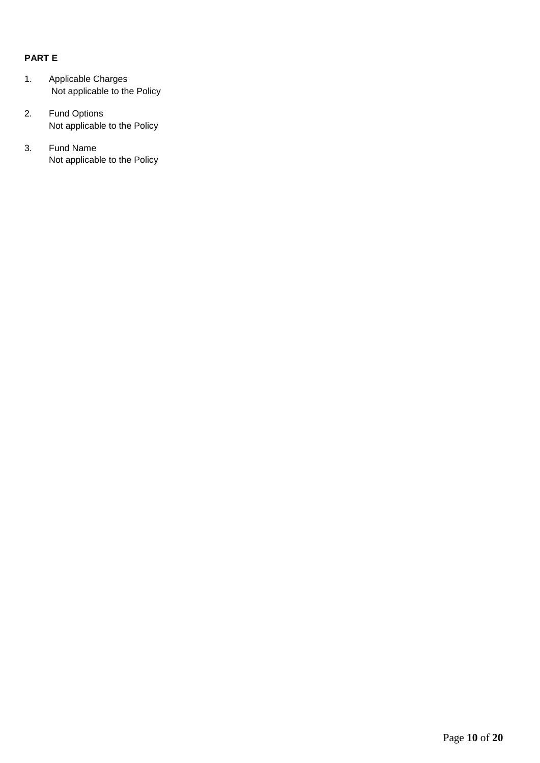**PART E**

1. Applicable Charges
   Not applicable to the Policy

2. Fund Options
   Not applicable to the Policy

3. Fund Name
   Not applicable to the Policy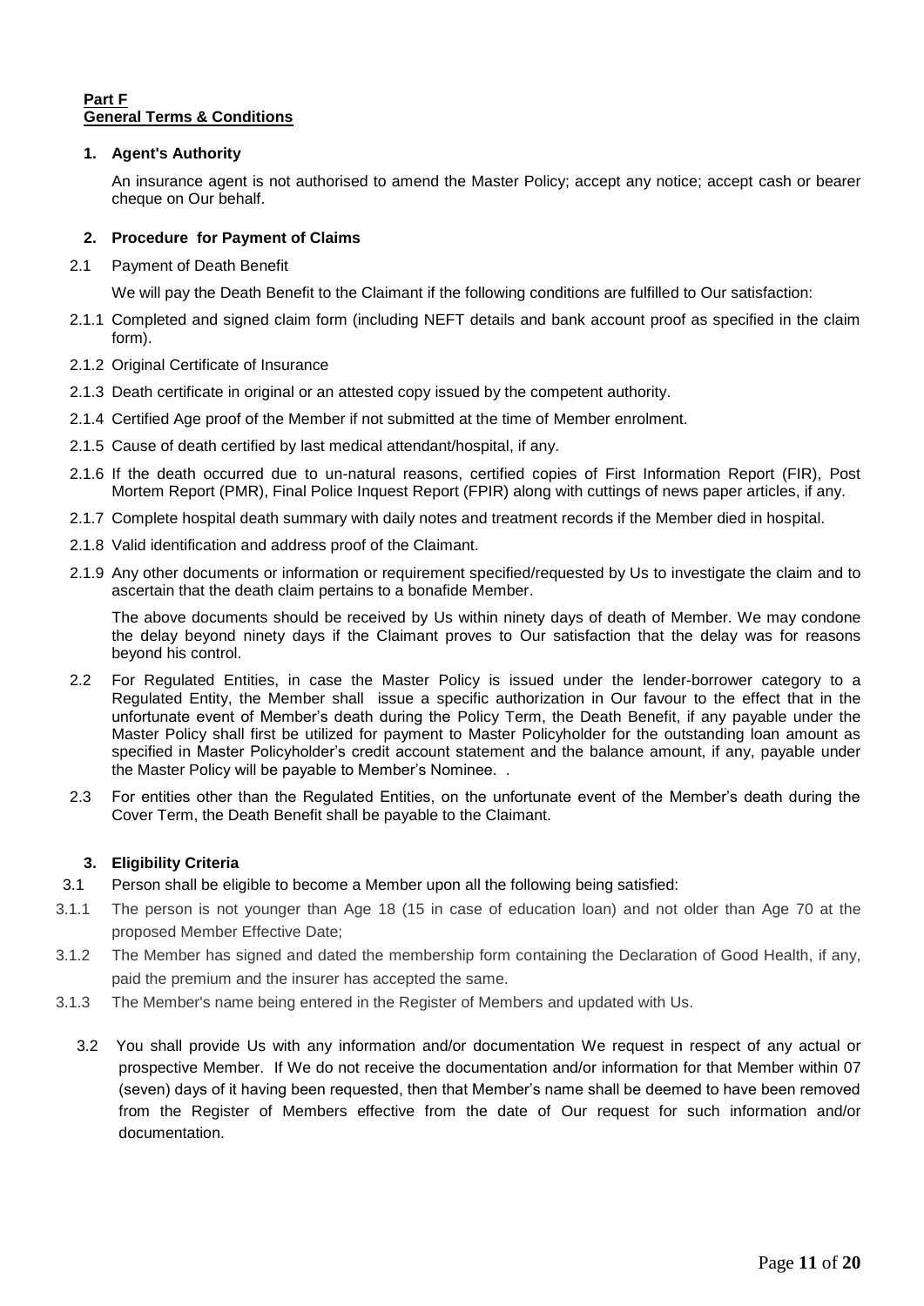## Part F
## General Terms & Conditions

### 1. Agent's Authority

An insurance agent is not authorised to amend the Master Policy; accept any notice; accept cash or bearer cheque on Our behalf.

### 2. Procedure for Payment of Claims

2.1 Payment of Death Benefit

We will pay the Death Benefit to the Claimant if the following conditions are fulfilled to Our satisfaction:

2.1.1 Completed and signed claim form (including NEFT details and bank account proof as specified in the claim form).

2.1.2 Original Certificate of Insurance

2.1.3 Death certificate in original or an attested copy issued by the competent authority.

2.1.4 Certified Age proof of the Member if not submitted at the time of Member enrolment.

2.1.5 Cause of death certified by last medical attendant/hospital, if any.

2.1.6 If the death occurred due to un-natural reasons, certified copies of First Information Report (FIR), Post Mortem Report (PMR), Final Police Inquest Report (FPIR) along with cuttings of news paper articles, if any.

2.1.7 Complete hospital death summary with daily notes and treatment records if the Member died in hospital.

2.1.8 Valid identification and address proof of the Claimant.

2.1.9 Any other documents or information or requirement specified/requested by Us to investigate the claim and to ascertain that the death claim pertains to a bonafide Member.

The above documents should be received by Us within ninety days of death of Member. We may condone the delay beyond ninety days if the Claimant proves to Our satisfaction that the delay was for reasons beyond his control.

2.2 For Regulated Entities, in case the Master Policy is issued under the lender-borrower category to a Regulated Entity, the Member shall issue a specific authorization in Our favour to the effect that in the unfortunate event of Member's death during the Policy Term, the Death Benefit, if any payable under the Master Policy shall first be utilized for payment to Master Policyholder for the outstanding loan amount as specified in Master Policyholder's credit account statement and the balance amount, if any, payable under the Master Policy will be payable to Member's Nominee. .

2.3 For entities other than the Regulated Entities, on the unfortunate event of the Member's death during the Cover Term, the Death Benefit shall be payable to the Claimant.

### 3. Eligibility Criteria

3.1 Person shall be eligible to become a Member upon all the following being satisfied:

3.1.1 The person is not younger than Age 18 (15 in case of education loan) and not older than Age 70 at the proposed Member Effective Date;

3.1.2 The Member has signed and dated the membership form containing the Declaration of Good Health, if any, paid the premium and the insurer has accepted the same.

3.1.3 The Member's name being entered in the Register of Members and updated with Us.

3.2 You shall provide Us with any information and/or documentation We request in respect of any actual or prospective Member. If We do not receive the documentation and/or information for that Member within 07 (seven) days of it having been requested, then that Member's name shall be deemed to have been removed from the Register of Members effective from the date of Our request for such information and/or documentation.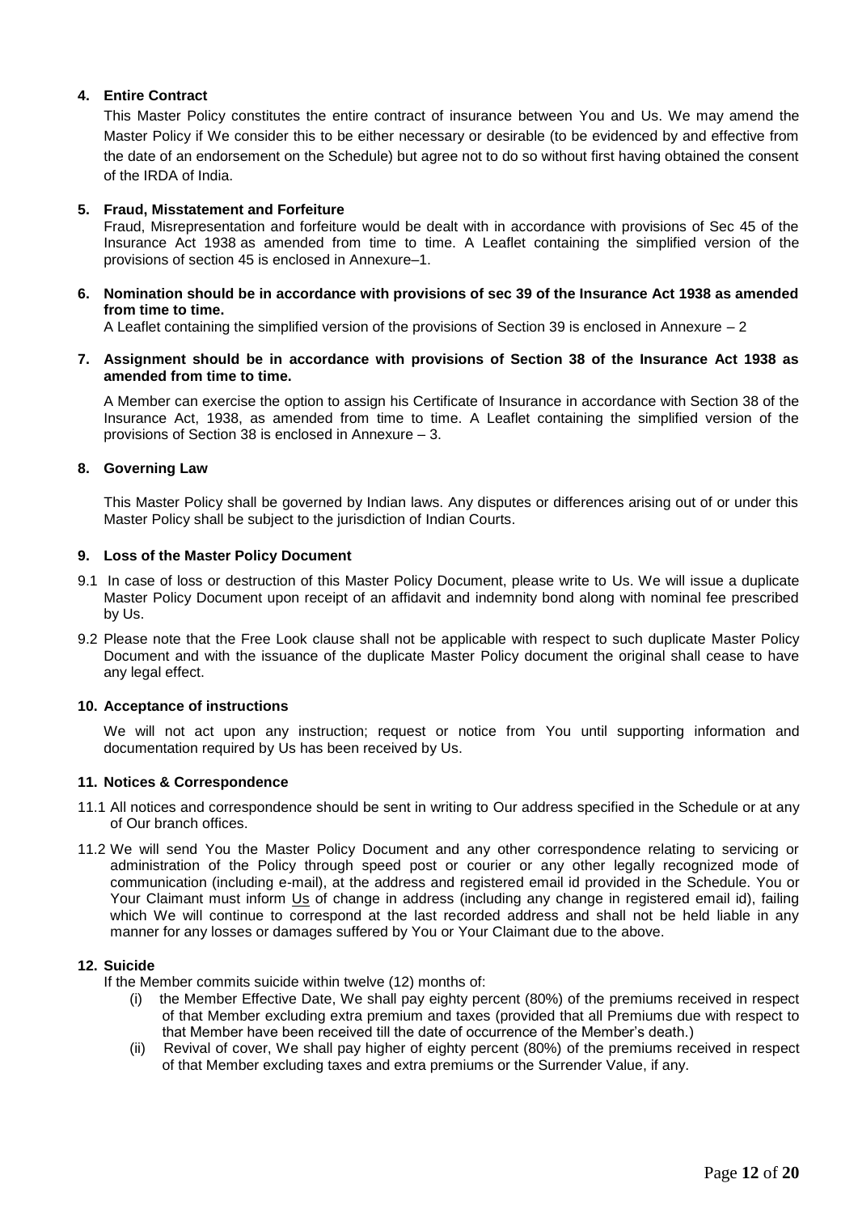**4. Entire Contract**

This Master Policy constitutes the entire contract of insurance between You and Us. We may amend the Master Policy if We consider this to be either necessary or desirable (to be evidenced by and effective from the date of an endorsement on the Schedule) but agree not to do so without first having obtained the consent of the IRDA of India.

**5. Fraud, Misstatement and Forfeiture**

Fraud, Misrepresentation and forfeiture would be dealt with in accordance with provisions of Sec 45 of the Insurance Act 1938 as amended from time to time. A Leaflet containing the simplified version of the provisions of section 45 is enclosed in Annexure–1.

**6. Nomination should be in accordance with provisions of sec 39 of the Insurance Act 1938 as amended from time to time.**

A Leaflet containing the simplified version of the provisions of Section 39 is enclosed in Annexure – 2

**7. Assignment should be in accordance with provisions of Section 38 of the Insurance Act 1938 as amended from time to time.**

A Member can exercise the option to assign his Certificate of Insurance in accordance with Section 38 of the Insurance Act, 1938, as amended from time to time. A Leaflet containing the simplified version of the provisions of Section 38 is enclosed in Annexure – 3.

**8. Governing Law**

This Master Policy shall be governed by Indian laws. Any disputes or differences arising out of or under this Master Policy shall be subject to the jurisdiction of Indian Courts.

**9. Loss of the Master Policy Document**

9.1 In case of loss or destruction of this Master Policy Document, please write to Us. We will issue a duplicate Master Policy Document upon receipt of an affidavit and indemnity bond along with nominal fee prescribed by Us.

9.2 Please note that the Free Look clause shall not be applicable with respect to such duplicate Master Policy Document and with the issuance of the duplicate Master Policy document the original shall cease to have any legal effect.

**10. Acceptance of instructions**

We will not act upon any instruction; request or notice from You until supporting information and documentation required by Us has been received by Us.

**11. Notices & Correspondence**

11.1 All notices and correspondence should be sent in writing to Our address specified in the Schedule or at any of Our branch offices.

11.2 We will send You the Master Policy Document and any other correspondence relating to servicing or administration of the Policy through speed post or courier or any other legally recognized mode of communication (including e-mail), at the address and registered email id provided in the Schedule. You or Your Claimant must inform Us of change in address (including any change in registered email id), failing which We will continue to correspond at the last recorded address and shall not be held liable in any manner for any losses or damages suffered by You or Your Claimant due to the above.

**12. Suicide**

If the Member commits suicide within twelve (12) months of:

(i) the Member Effective Date, We shall pay eighty percent (80%) of the premiums received in respect of that Member excluding extra premium and taxes (provided that all Premiums due with respect to that Member have been received till the date of occurrence of the Member's death.)

(ii) Revival of cover, We shall pay higher of eighty percent (80%) of the premiums received in respect of that Member excluding taxes and extra premiums or the Surrender Value, if any.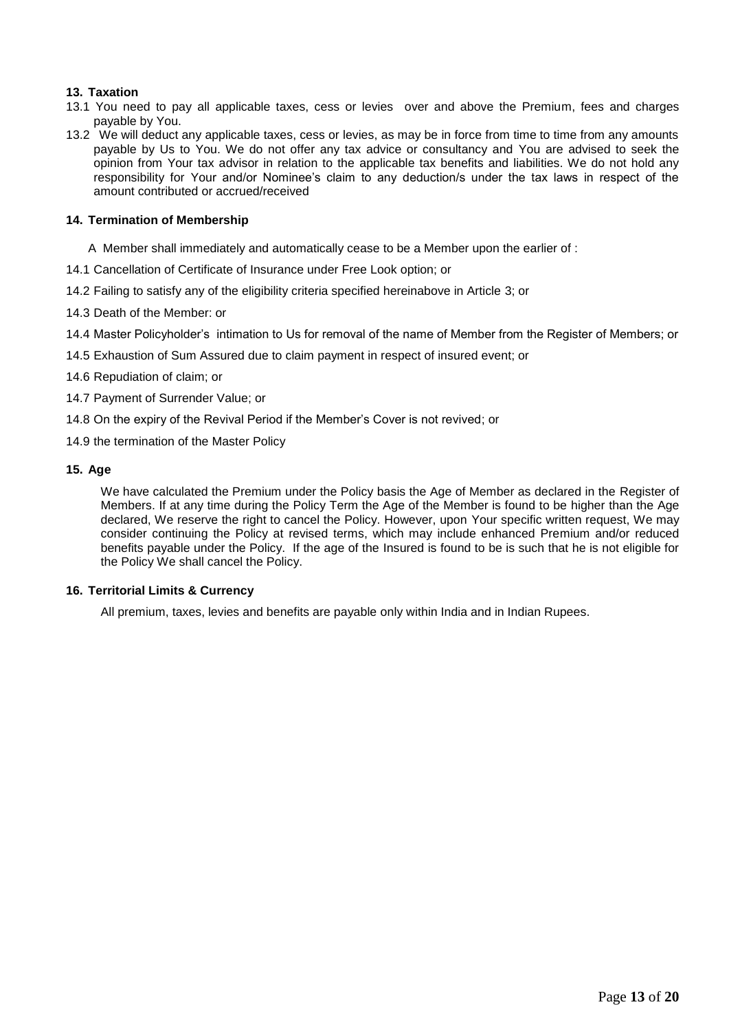## 13. Taxation

13.1 You need to pay all applicable taxes, cess or levies over and above the Premium, fees and charges payable by You.

13.2 We will deduct any applicable taxes, cess or levies, as may be in force from time to time from any amounts payable by Us to You. We do not offer any tax advice or consultancy and You are advised to seek the opinion from Your tax advisor in relation to the applicable tax benefits and liabilities. We do not hold any responsibility for Your and/or Nominee's claim to any deduction/s under the tax laws in respect of the amount contributed or accrued/received

## 14. Termination of Membership

A Member shall immediately and automatically cease to be a Member upon the earlier of :

14.1 Cancellation of Certificate of Insurance under Free Look option; or

14.2 Failing to satisfy any of the eligibility criteria specified hereinabove in Article 3; or

14.3 Death of the Member: or

14.4 Master Policyholder's intimation to Us for removal of the name of Member from the Register of Members; or

14.5 Exhaustion of Sum Assured due to claim payment in respect of insured event; or

14.6 Repudiation of claim; or

14.7 Payment of Surrender Value; or

14.8 On the expiry of the Revival Period if the Member's Cover is not revived; or

14.9 the termination of the Master Policy

## 15. Age

We have calculated the Premium under the Policy basis the Age of Member as declared in the Register of Members. If at any time during the Policy Term the Age of the Member is found to be higher than the Age declared, We reserve the right to cancel the Policy. However, upon Your specific written request, We may consider continuing the Policy at revised terms, which may include enhanced Premium and/or reduced benefits payable under the Policy. If the age of the Insured is found to be is such that he is not eligible for the Policy We shall cancel the Policy.

## 16. Territorial Limits & Currency

All premium, taxes, levies and benefits are payable only within India and in Indian Rupees.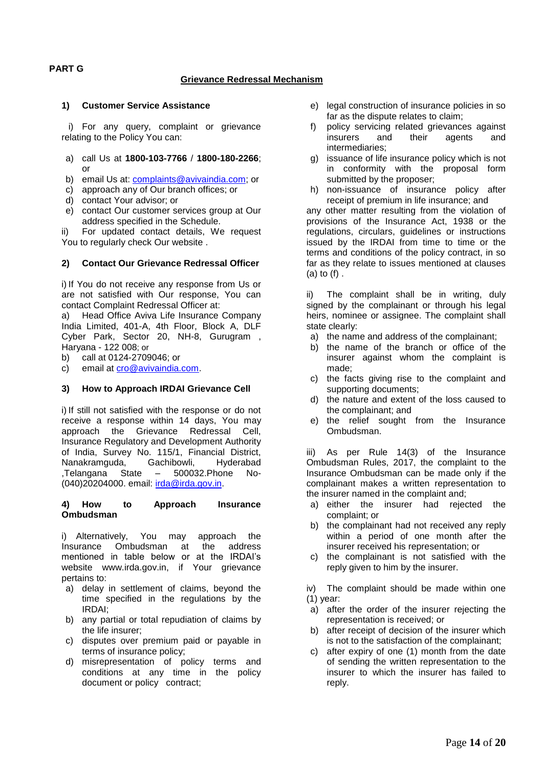**PART G**

## Grievance Redressal Mechanism

### 1) Customer Service Assistance

i) For any query, complaint or grievance relating to the Policy You can:

a) call Us at **1800-103-7766** / **1800-180-2266**; or
b) email Us at: complaints@avivaindia.com; or
c) approach any of Our branch offices; or
d) contact Your advisor; or
e) contact Our customer services group at Our address specified in the Schedule.

ii) For updated contact details, We request You to regularly check Our website .

### 2) Contact Our Grievance Redressal Officer

i) If You do not receive any response from Us or are not satisfied with Our response, You can contact Complaint Redressal Officer at:

a) Head Office Aviva Life Insurance Company India Limited, 401-A, 4th Floor, Block A, DLF Cyber Park, Sector 20, NH-8, Gurugram , Haryana - 122 008; or
b) call at 0124-2709046; or
c) email at cro@avivaindia.com.

### 3) How to Approach IRDAI Grievance Cell

i) If still not satisfied with the response or do not receive a response within 14 days, You may approach the Grievance Redressal Cell, Insurance Regulatory and Development Authority of India, Survey No. 115/1, Financial District, Nanakramguda, Gachibowli, Hyderabad ,Telangana State – 500032.Phone No-(040)20204000. email: irda@irda.gov.in.

### 4) How to Approach Insurance Ombudsman

i) Alternatively, You may approach the Insurance Ombudsman at the address mentioned in table below or at the IRDAI's website www.irda.gov.in, if Your grievance pertains to:

a) delay in settlement of claims, beyond the time specified in the regulations by the IRDAI;
b) any partial or total repudiation of claims by the life insurer;
c) disputes over premium paid or payable in terms of insurance policy;
d) misrepresentation of policy terms and conditions at any time in the policy document or policy contract;
e) legal construction of insurance policies in so far as the dispute relates to claim;
f) policy servicing related grievances against insurers and their agents and intermediaries;
g) issuance of life insurance policy which is not in conformity with the proposal form submitted by the proposer;
h) non-issuance of insurance policy after receipt of premium in life insurance; and

any other matter resulting from the violation of provisions of the Insurance Act, 1938 or the regulations, circulars, guidelines or instructions issued by the IRDAI from time to time or the terms and conditions of the policy contract, in so far as they relate to issues mentioned at clauses (a) to (f) .

ii) The complaint shall be in writing, duly signed by the complainant or through his legal heirs, nominee or assignee. The complaint shall state clearly:

a) the name and address of the complainant;
b) the name of the branch or office of the insurer against whom the complaint is made;
c) the facts giving rise to the complaint and supporting documents;
d) the nature and extent of the loss caused to the complainant; and
e) the relief sought from the Insurance Ombudsman.

iii) As per Rule 14(3) of the Insurance Ombudsman Rules, 2017, the complaint to the Insurance Ombudsman can be made only if the complainant makes a written representation to the insurer named in the complaint and;

a) either the insurer had rejected the complaint; or
b) the complainant had not received any reply within a period of one month after the insurer received his representation; or
c) the complainant is not satisfied with the reply given to him by the insurer.

iv) The complaint should be made within one (1) year:

a) after the order of the insurer rejecting the representation is received; or
b) after receipt of decision of the insurer which is not to the satisfaction of the complainant;
c) after expiry of one (1) month from the date of sending the written representation to the insurer to which the insurer has failed to reply.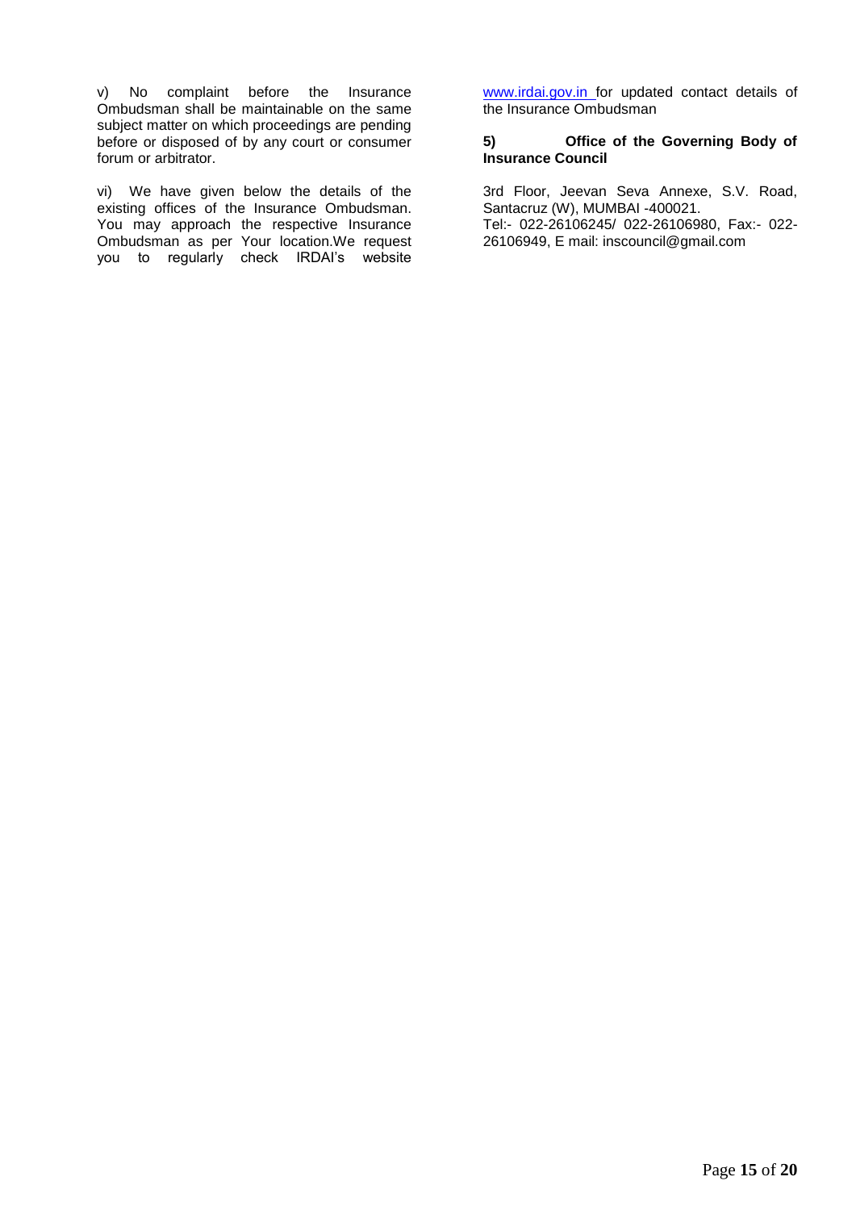v) No complaint before the Insurance Ombudsman shall be maintainable on the same subject matter on which proceedings are pending before or disposed of by any court or consumer forum or arbitrator.

vi) We have given below the details of the existing offices of the Insurance Ombudsman. You may approach the respective Insurance Ombudsman as per Your location.We request you to regularly check IRDAI's website www.irdai.gov.in for updated contact details of the Insurance Ombudsman

**5) Office of the Governing Body of Insurance Council**

3rd Floor, Jeevan Seva Annexe, S.V. Road, Santacruz (W), MUMBAI -400021.
Tel:- 022-26106245/ 022-26106980, Fax:- 022-26106949, E mail: inscouncil@gmail.com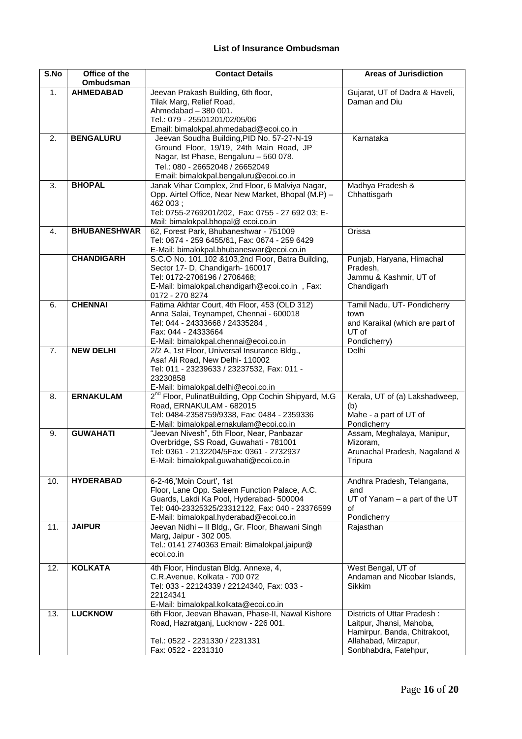### List of Insurance Ombudsman

| S.No | Office of the Ombudsman | Contact Details | Areas of Jurisdiction |
|---|---|---|---|
| 1. | **AHMEDABAD** | Jeevan Prakash Building, 6th floor, Tilak Marg, Relief Road, Ahmedabad – 380 001. Tel.: 079 - 25501201/02/05/06 Email: bimalokpal.ahmedabad@ecoi.co.in | Gujarat, UT of Dadra & Haveli, Daman and Diu |
| 2. | **BENGALURU** | Jeevan Soudha Building,PID No. 57-27-N-19 Ground Floor, 19/19, 24th Main Road, JP Nagar, Ist Phase, Bengaluru – 560 078. Tel.: 080 - 26652048 / 26652049 Email: bimalokpal.bengaluru@ecoi.co.in | Karnataka |
| 3. | **BHOPAL** | Janak Vihar Complex, 2nd Floor, 6 Malviya Nagar, Opp. Airtel Office, Near New Market, Bhopal (M.P) – 462 003 ; Tel: 0755-2769201/202, Fax: 0755 - 27 692 03; E-Mail: bimalokpal.bhopal@ ecoi.co.in | Madhya Pradesh & Chhattisgarh |
| 4. | **BHUBANESHWAR** | 62, Forest Park, Bhubaneshwar - 751009 Tel: 0674 - 259 6455/61, Fax: 0674 - 259 6429 E-Mail: bimalokpal.bhubaneswar@ecoi.co.in | Orissa |
| | **CHANDIGARH** | S.C.O No. 101,102 &103,2nd Floor, Batra Building, Sector 17- D, Chandigarh- 160017 Tel: 0172-2706196 / 2706468; E-Mail: bimalokpal.chandigarh@ecoi.co.in , Fax: 0172 - 270 8274 | Punjab, Haryana, Himachal Pradesh, Jammu & Kashmir, UT of Chandigarh |
| 6. | **CHENNAI** | Fatima Akhtar Court, 4th Floor, 453 (OLD 312) Anna Salai, Teynampet, Chennai - 600018 Tel: 044 - 24333668 / 24335284 , Fax: 044 - 24333664 E-Mail: bimalokpal.chennai@ecoi.co.in | Tamil Nadu, UT- Pondicherry town and Karaikal (which are part of UT of Pondicherry) |
| 7. | **NEW DELHI** | 2/2 A, 1st Floor, Universal Insurance Bldg., Asaf Ali Road, New Delhi- 110002 Tel: 011 - 23239633 / 23237532, Fax: 011 - 23230858 E-Mail: bimalokpal.delhi@ecoi.co.in | Delhi |
| 8. | **ERNAKULAM** | 2nd Floor, PulinatBuilding, Opp Cochin Shipyard, M.G Road, ERNAKULAM - 682015 Tel: 0484-2358759/9338, Fax: 0484 - 2359336 E-Mail: bimalokpal.ernakulam@ecoi.co.in | Kerala, UT of (a) Lakshadweep, (b) Mahe - a part of UT of Pondicherry |
| 9. | **GUWAHATI** | "Jeevan Nivesh", 5th Floor, Near, Panbazar Overbridge, SS Road, Guwahati - 781001 Tel: 0361 - 2132204/5Fax: 0361 - 2732937 E-Mail: bimalokpal.guwahati@ecoi.co.in | Assam, Meghalaya, Manipur, Mizoram, Arunachal Pradesh, Nagaland & Tripura |
| 10. | **HYDERABAD** | 6-2-46,'Moin Court', 1st Floor, Lane Opp. Saleem Function Palace, A.C. Guards, Lakdi Ka Pool, Hyderabad- 500004 Tel: 040-23325325/23312122, Fax: 040 - 23376599 E-Mail: bimalokpal.hyderabad@ecoi.co.in | Andhra Pradesh, Telangana, and UT of Yanam – a part of the UT of Pondicherry |
| 11. | **JAIPUR** | Jeevan Nidhi – II Bldg., Gr. Floor, Bhawani Singh Marg, Jaipur - 302 005. Tel.: 0141 2740363 Email: Bimalokpal.jaipur@ ecoi.co.in | Rajasthan |
| 12. | **KOLKATA** | 4th Floor, Hindustan Bldg. Annexe, 4, C.R.Avenue, Kolkata - 700 072 Tel: 033 - 22124339 / 22124340, Fax: 033 - 22124341 E-Mail: bimalokpal.kolkata@ecoi.co.in | West Bengal, UT of Andaman and Nicobar Islands, Sikkim |
| 13. | **LUCKNOW** | 6th Floor, Jeevan Bhawan, Phase-II, Nawal Kishore Road, Hazratganj, Lucknow - 226 001. Tel.: 0522 - 2231330 / 2231331 Fax: 0522 - 2231310 | Districts of Uttar Pradesh : Laitpur, Jhansi, Mahoba, Hamirpur, Banda, Chitrakoot, Allahabad, Mirzapur, Sonbhabdra, Fatehpur, |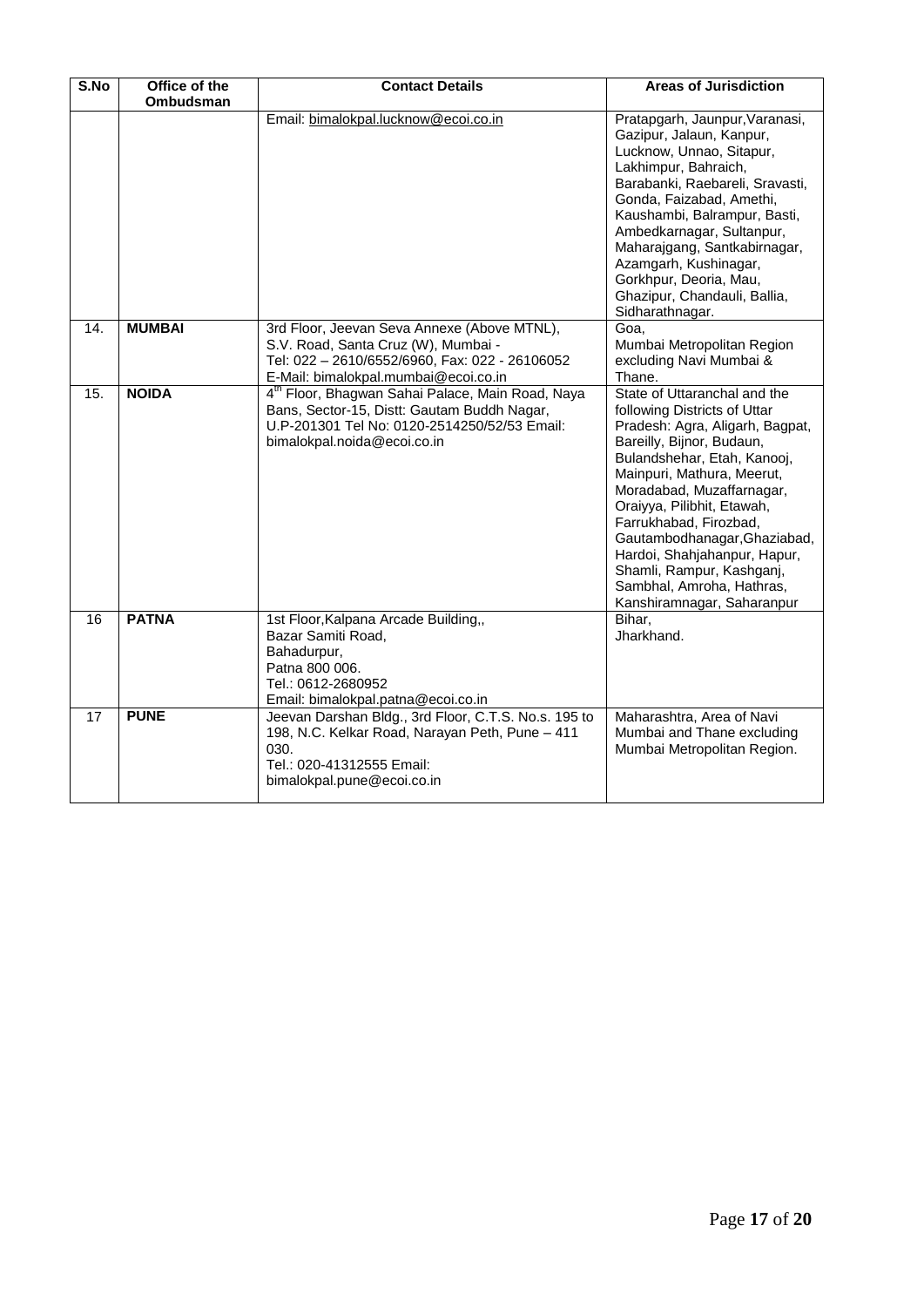| S.No | Office of the Ombudsman | Contact Details | Areas of Jurisdiction |
|---|---|---|---|
| | | Email: bimalokpal.lucknow@ecoi.co.in | Pratapgarh, Jaunpur,Varanasi, Gazipur, Jalaun, Kanpur, Lucknow, Unnao, Sitapur, Lakhimpur, Bahraich, Barabanki, Raebareli, Sravasti, Gonda, Faizabad, Amethi, Kaushambi, Balrampur, Basti, Ambedkarnagar, Sultanpur, Maharajgang, Santkabirnagar, Azamgarh, Kushinagar, Gorkhpur, Deoria, Mau, Ghazipur, Chandauli, Ballia, Sidharathnagar. |
| 14. | **MUMBAI** | 3rd Floor, Jeevan Seva Annexe (Above MTNL), S.V. Road, Santa Cruz (W), Mumbai - Tel: 022 – 2610/6552/6960, Fax: 022 - 26106052 E-Mail: bimalokpal.mumbai@ecoi.co.in | Goa, Mumbai Metropolitan Region excluding Navi Mumbai & Thane. |
| 15. | **NOIDA** | 4th Floor, Bhagwan Sahai Palace, Main Road, Naya Bans, Sector-15, Distt: Gautam Buddh Nagar, U.P-201301 Tel No: 0120-2514250/52/53 Email: bimalokpal.noida@ecoi.co.in | State of Uttaranchal and the following Districts of Uttar Pradesh: Agra, Aligarh, Bagpat, Bareilly, Bijnor, Budaun, Bulandshehar, Etah, Kanooj, Mainpuri, Mathura, Meerut, Moradabad, Muzaffarnagar, Oraiyya, Pilibhit, Etawah, Farrukhabad, Firozbad, Gautambodhanagar,Ghaziabad, Hardoi, Shahjahanpur, Hapur, Shamli, Rampur, Kashganj, Sambhal, Amroha, Hathras, Kanshiramnagar, Saharanpur |
| 16 | **PATNA** | 1st Floor,Kalpana Arcade Building,, Bazar Samiti Road, Bahadurpur, Patna 800 006. Tel.: 0612-2680952 Email: bimalokpal.patna@ecoi.co.in | Bihar, Jharkhand. |
| 17 | **PUNE** | Jeevan Darshan Bldg., 3rd Floor, C.T.S. No.s. 195 to 198, N.C. Kelkar Road, Narayan Peth, Pune – 411 030. Tel.: 020-41312555 Email: bimalokpal.pune@ecoi.co.in | Maharashtra, Area of Navi Mumbai and Thane excluding Mumbai Metropolitan Region. |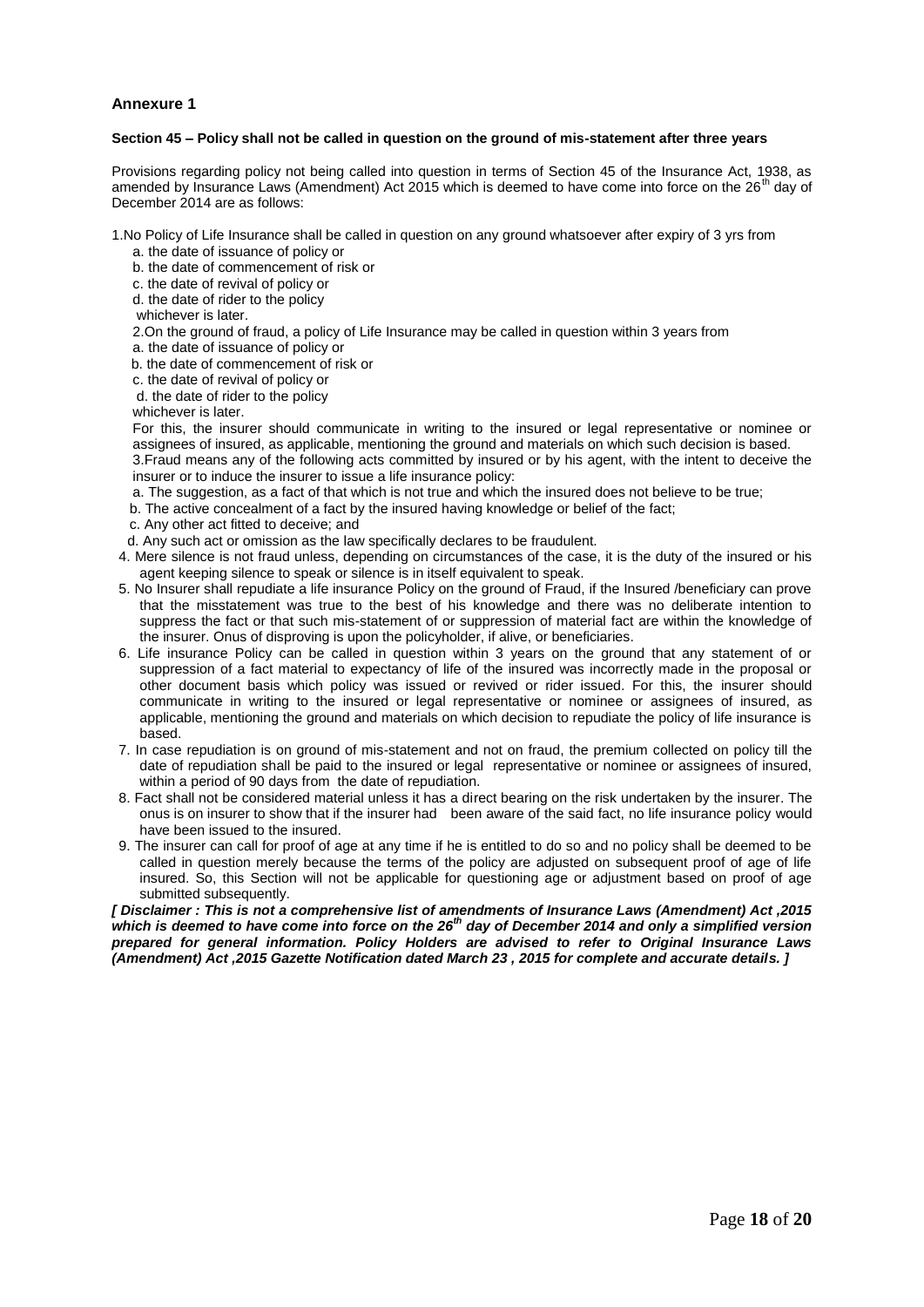## Annexure 1

**Section 45 – Policy shall not be called in question on the ground of mis-statement after three years**

Provisions regarding policy not being called into question in terms of Section 45 of the Insurance Act, 1938, as amended by Insurance Laws (Amendment) Act 2015 which is deemed to have come into force on the 26th day of December 2014 are as follows:

1.No Policy of Life Insurance shall be called in question on any ground whatsoever after expiry of 3 yrs from

a. the date of issuance of policy or
b. the date of commencement of risk or
c. the date of revival of policy or
d. the date of rider to the policy
whichever is later.

2.On the ground of fraud, a policy of Life Insurance may be called in question within 3 years from

a. the date of issuance of policy or
b. the date of commencement of risk or
c. the date of revival of policy or
d. the date of rider to the policy
whichever is later.

For this, the insurer should communicate in writing to the insured or legal representative or nominee or assignees of insured, as applicable, mentioning the ground and materials on which such decision is based.

3.Fraud means any of the following acts committed by insured or by his agent, with the intent to deceive the insurer or to induce the insurer to issue a life insurance policy:

a. The suggestion, as a fact of that which is not true and which the insured does not believe to be true;
b. The active concealment of a fact by the insured having knowledge or belief of the fact;
c. Any other act fitted to deceive; and
d. Any such act or omission as the law specifically declares to be fraudulent.

4. Mere silence is not fraud unless, depending on circumstances of the case, it is the duty of the insured or his agent keeping silence to speak or silence is in itself equivalent to speak.
5. No Insurer shall repudiate a life insurance Policy on the ground of Fraud, if the Insured /beneficiary can prove that the misstatement was true to the best of his knowledge and there was no deliberate intention to suppress the fact or that such mis-statement of or suppression of material fact are within the knowledge of the insurer. Onus of disproving is upon the policyholder, if alive, or beneficiaries.
6. Life insurance Policy can be called in question within 3 years on the ground that any statement of or suppression of a fact material to expectancy of life of the insured was incorrectly made in the proposal or other document basis which policy was issued or revived or rider issued. For this, the insurer should communicate in writing to the insured or legal representative or nominee or assignees of insured, as applicable, mentioning the ground and materials on which decision to repudiate the policy of life insurance is based.
7. In case repudiation is on ground of mis-statement and not on fraud, the premium collected on policy till the date of repudiation shall be paid to the insured or legal representative or nominee or assignees of insured, within a period of 90 days from the date of repudiation.
8. Fact shall not be considered material unless it has a direct bearing on the risk undertaken by the insurer. The onus is on insurer to show that if the insurer had been aware of the said fact, no life insurance policy would have been issued to the insured.
9. The insurer can call for proof of age at any time if he is entitled to do so and no policy shall be deemed to be called in question merely because the terms of the policy are adjusted on subsequent proof of age of life insured. So, this Section will not be applicable for questioning age or adjustment based on proof of age submitted subsequently.

***[ Disclaimer : This is not a comprehensive list of amendments of Insurance Laws (Amendment) Act ,2015 which is deemed to have come into force on the 26th day of December 2014 and only a simplified version prepared for general information. Policy Holders are advised to refer to Original Insurance Laws (Amendment) Act ,2015 Gazette Notification dated March 23 , 2015 for complete and accurate details. ]***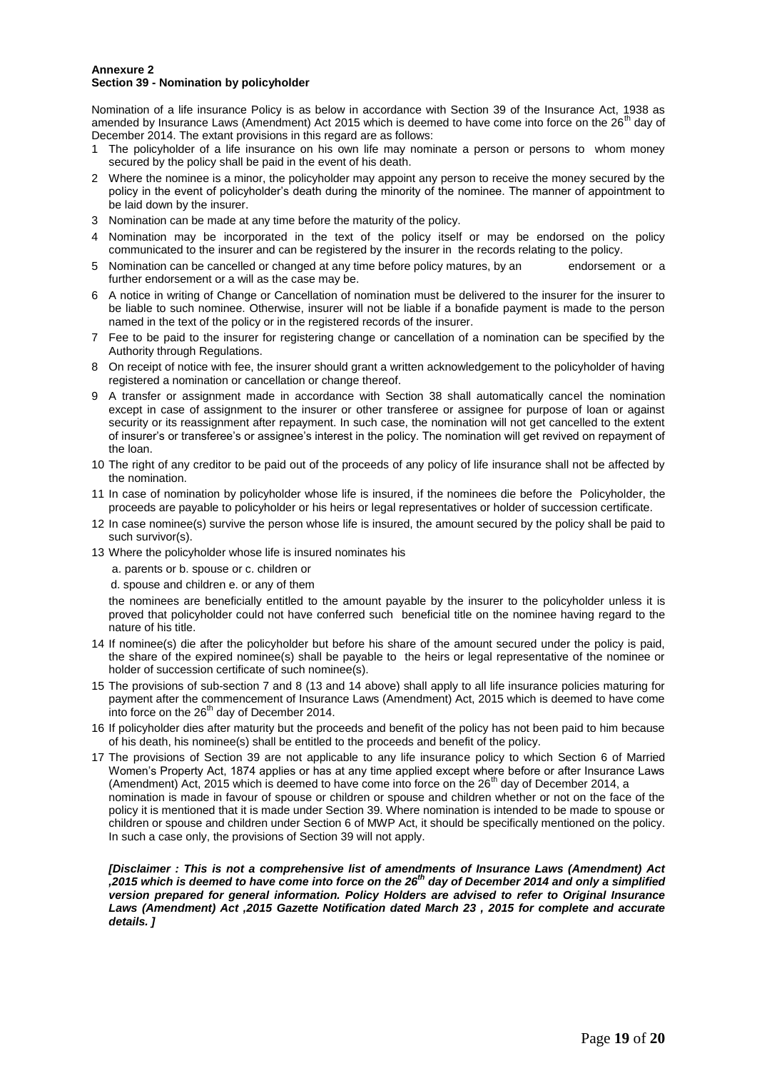**Annexure 2**
**Section 39 - Nomination by policyholder**

Nomination of a life insurance Policy is as below in accordance with Section 39 of the Insurance Act, 1938 as amended by Insurance Laws (Amendment) Act 2015 which is deemed to have come into force on the 26th day of December 2014. The extant provisions in this regard are as follows:

1. The policyholder of a life insurance on his own life may nominate a person or persons to whom money secured by the policy shall be paid in the event of his death.
2. Where the nominee is a minor, the policyholder may appoint any person to receive the money secured by the policy in the event of policyholder's death during the minority of the nominee. The manner of appointment to be laid down by the insurer.
3. Nomination can be made at any time before the maturity of the policy.
4. Nomination may be incorporated in the text of the policy itself or may be endorsed on the policy communicated to the insurer and can be registered by the insurer in the records relating to the policy.
5. Nomination can be cancelled or changed at any time before policy matures, by an endorsement or a further endorsement or a will as the case may be.
6. A notice in writing of Change or Cancellation of nomination must be delivered to the insurer for the insurer to be liable to such nominee. Otherwise, insurer will not be liable if a bonafide payment is made to the person named in the text of the policy or in the registered records of the insurer.
7. Fee to be paid to the insurer for registering change or cancellation of a nomination can be specified by the Authority through Regulations.
8. On receipt of notice with fee, the insurer should grant a written acknowledgement to the policyholder of having registered a nomination or cancellation or change thereof.
9. A transfer or assignment made in accordance with Section 38 shall automatically cancel the nomination except in case of assignment to the insurer or other transferee or assignee for purpose of loan or against security or its reassignment after repayment. In such case, the nomination will not get cancelled to the extent of insurer's or transferee's or assignee's interest in the policy. The nomination will get revived on repayment of the loan.
10. The right of any creditor to be paid out of the proceeds of any policy of life insurance shall not be affected by the nomination.
11. In case of nomination by policyholder whose life is insured, if the nominees die before the Policyholder, the proceeds are payable to policyholder or his heirs or legal representatives or holder of succession certificate.
12. In case nominee(s) survive the person whose life is insured, the amount secured by the policy shall be paid to such survivor(s).
13. Where the policyholder whose life is insured nominates his

    a. parents or b. spouse or c. children or

    d. spouse and children e. or any of them

    the nominees are beneficially entitled to the amount payable by the insurer to the policyholder unless it is proved that policyholder could not have conferred such beneficial title on the nominee having regard to the nature of his title.
14. If nominee(s) die after the policyholder but before his share of the amount secured under the policy is paid, the share of the expired nominee(s) shall be payable to the heirs or legal representative of the nominee or holder of succession certificate of such nominee(s).
15. The provisions of sub-section 7 and 8 (13 and 14 above) shall apply to all life insurance policies maturing for payment after the commencement of Insurance Laws (Amendment) Act, 2015 which is deemed to have come into force on the 26th day of December 2014.
16. If policyholder dies after maturity but the proceeds and benefit of the policy has not been paid to him because of his death, his nominee(s) shall be entitled to the proceeds and benefit of the policy.
17. The provisions of Section 39 are not applicable to any life insurance policy to which Section 6 of Married Women's Property Act, 1874 applies or has at any time applied except where before or after Insurance Laws (Amendment) Act, 2015 which is deemed to have come into force on the 26th day of December 2014, a nomination is made in favour of spouse or children or spouse and children whether or not on the face of the policy it is mentioned that it is made under Section 39. Where nomination is intended to be made to spouse or children or spouse and children under Section 6 of MWP Act, it should be specifically mentioned on the policy. In such a case only, the provisions of Section 39 will not apply.

***[Disclaimer : This is not a comprehensive list of amendments of Insurance Laws (Amendment) Act ,2015 which is deemed to have come into force on the 26th day of December 2014 and only a simplified version prepared for general information. Policy Holders are advised to refer to Original Insurance Laws (Amendment) Act ,2015 Gazette Notification dated March 23 , 2015 for complete and accurate details. ]***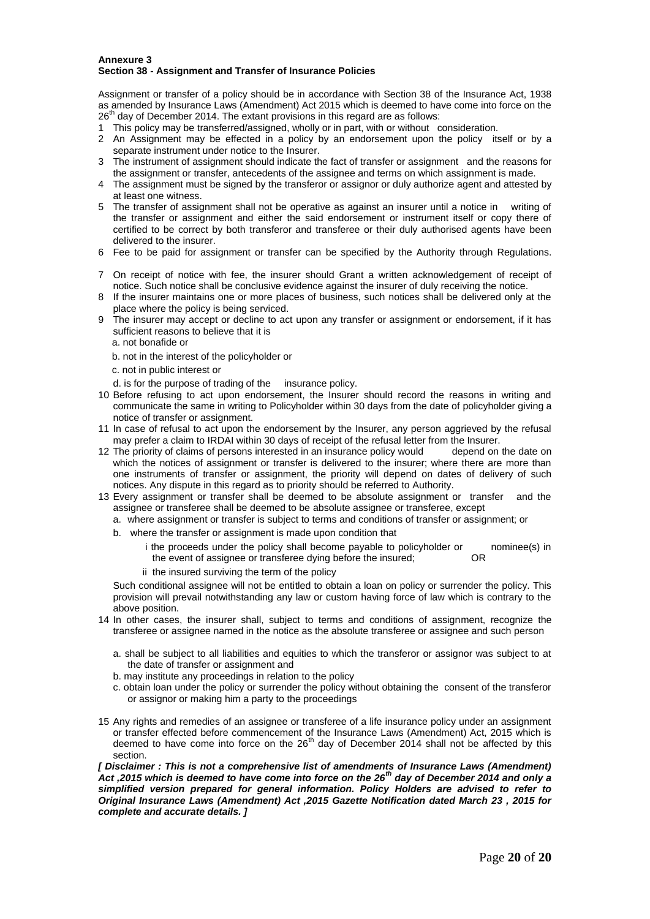**Annexure 3**
**Section 38 - Assignment and Transfer of Insurance Policies**

Assignment or transfer of a policy should be in accordance with Section 38 of the Insurance Act, 1938 as amended by Insurance Laws (Amendment) Act 2015 which is deemed to have come into force on the 26th day of December 2014. The extant provisions in this regard are as follows:

1 This policy may be transferred/assigned, wholly or in part, with or without consideration.
2 An Assignment may be effected in a policy by an endorsement upon the policy itself or by a separate instrument under notice to the Insurer.
3 The instrument of assignment should indicate the fact of transfer or assignment and the reasons for the assignment or transfer, antecedents of the assignee and terms on which assignment is made.
4 The assignment must be signed by the transferor or assignor or duly authorize agent and attested by at least one witness.
5 The transfer of assignment shall not be operative as against an insurer until a notice in writing of the transfer or assignment and either the said endorsement or instrument itself or copy there of certified to be correct by both transferor and transferee or their duly authorised agents have been delivered to the insurer.
6 Fee to be paid for assignment or transfer can be specified by the Authority through Regulations.
7 On receipt of notice with fee, the insurer should Grant a written acknowledgement of receipt of notice. Such notice shall be conclusive evidence against the insurer of duly receiving the notice.
8 If the insurer maintains one or more places of business, such notices shall be delivered only at the place where the policy is being serviced.
9 The insurer may accept or decline to act upon any transfer or assignment or endorsement, if it has sufficient reasons to believe that it is
   a. not bonafide or
   b. not in the interest of the policyholder or
   c. not in public interest or
   d. is for the purpose of trading of the insurance policy.
10 Before refusing to act upon endorsement, the Insurer should record the reasons in writing and communicate the same in writing to Policyholder within 30 days from the date of policyholder giving a notice of transfer or assignment.
11 In case of refusal to act upon the endorsement by the Insurer, any person aggrieved by the refusal may prefer a claim to IRDAI within 30 days of receipt of the refusal letter from the Insurer.
12 The priority of claims of persons interested in an insurance policy would depend on the date on which the notices of assignment or transfer is delivered to the insurer; where there are more than one instruments of transfer or assignment, the priority will depend on dates of delivery of such notices. Any dispute in this regard as to priority should be referred to Authority.
13 Every assignment or transfer shall be deemed to be absolute assignment or transfer and the assignee or transferee shall be deemed to be absolute assignee or transferee, except
   a. where assignment or transfer is subject to terms and conditions of transfer or assignment; or
   b. where the transfer or assignment is made upon condition that
      i the proceeds under the policy shall become payable to policyholder or nominee(s) in the event of assignee or transferee dying before the insured; OR
      ii the insured surviving the term of the policy

   Such conditional assignee will not be entitled to obtain a loan on policy or surrender the policy. This provision will prevail notwithstanding any law or custom having force of law which is contrary to the above position.
14 In other cases, the insurer shall, subject to terms and conditions of assignment, recognize the transferee or assignee named in the notice as the absolute transferee or assignee and such person
   a. shall be subject to all liabilities and equities to which the transferor or assignor was subject to at the date of transfer or assignment and
   b. may institute any proceedings in relation to the policy
   c. obtain loan under the policy or surrender the policy without obtaining the consent of the transferor or assignor or making him a party to the proceedings
15 Any rights and remedies of an assignee or transferee of a life insurance policy under an assignment or transfer effected before commencement of the Insurance Laws (Amendment) Act, 2015 which is deemed to have come into force on the 26th day of December 2014 shall not be affected by this section.

***[ Disclaimer : This is not a comprehensive list of amendments of Insurance Laws (Amendment) Act ,2015 which is deemed to have come into force on the 26th day of December 2014 and only a simplified version prepared for general information. Policy Holders are advised to refer to Original Insurance Laws (Amendment) Act ,2015 Gazette Notification dated March 23 , 2015 for complete and accurate details. ]***